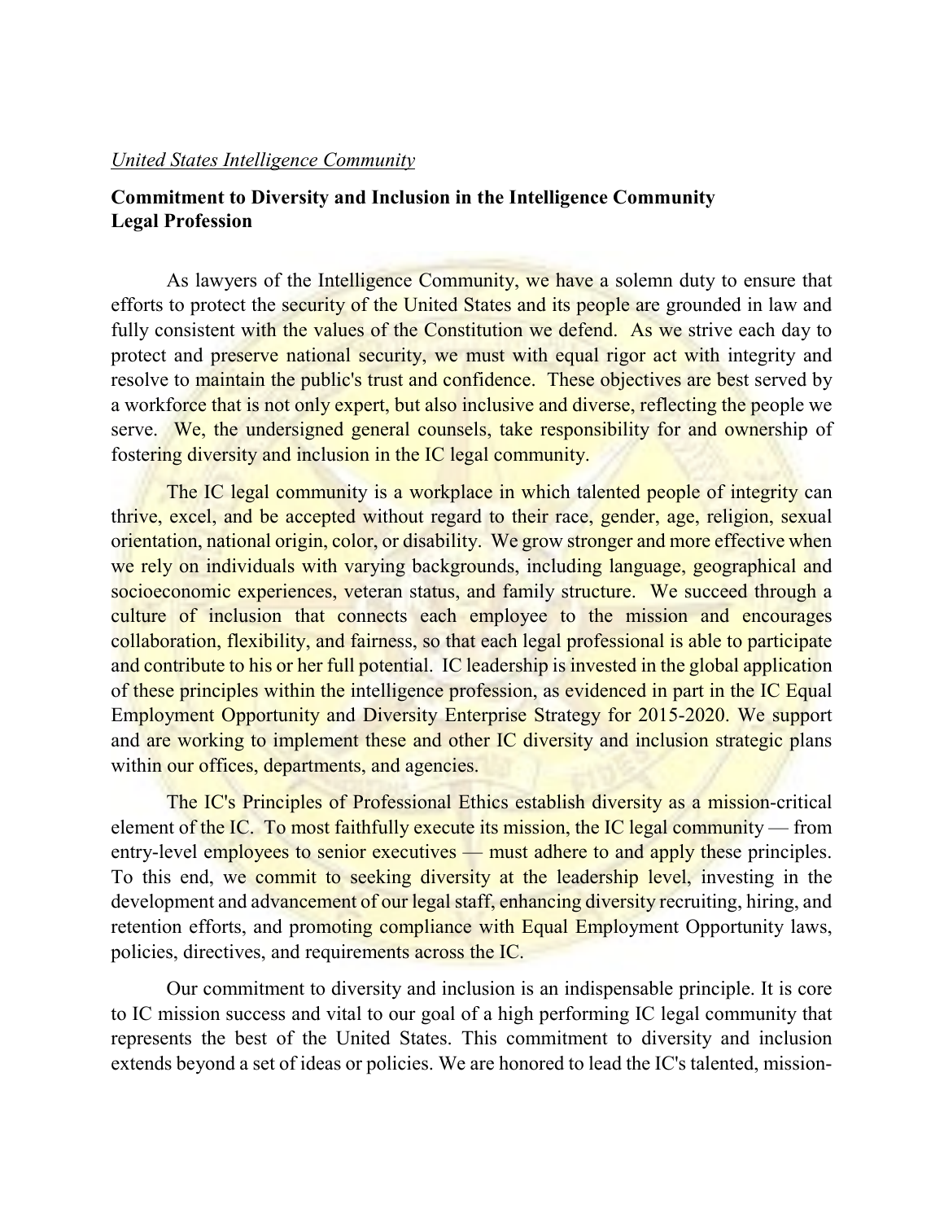*United States Intelligence Community*

**Commitment to Diversity and Inclusion in the Intelligence Community Legal Profession**

As lawyers of the Intelligence Community, we have a solemn duty to ensure that efforts to protect the security of the United States and its people are grounded in law and fully consistent with the values of the Constitution we defend. As we strive each day to protect and preserve national security, we must with equal rigor act with integrity and resolve to maintain the public's trust and confidence. These objectives are best served by a workforce that is not only expert, but also inclusive and diverse, reflecting the people we serve. We, the undersigned general counsels, take responsibility for and ownership of fostering diversity and inclusion in the IC legal community.

The IC legal community is a workplace in which talented people of integrity can thrive, excel, and be accepted without regard to their race, gender, age, religion, sexual orientation, national origin, color, or disability. We grow stronger and more effective when we rely on individuals with varying backgrounds, including language, geographical and socioeconomic experiences, veteran status, and family structure. We succeed through a culture of inclusion that connects each employee to the mission and encourages collaboration, flexibility, and fairness, so that each legal professional is able to participate and contribute to his or her full potential. IC leadership is invested in the global application of these principles within the intelligence profession, as evidenced in part in the IC Equal Employment Opportunity and Diversity Enterprise Strategy for 2015-2020. We support and are working to implement these and other IC diversity and inclusion strategic plans within our offices, departments, and agencies.

The IC's Principles of Professional Ethics establish diversity as a mission-critical element of the IC. To most faithfully execute its mission, the IC legal community — from entry-level employees to senior executives — must adhere to and apply these principles. To this end, we commit to seeking diversity at the leadership level, investing in the development and advancement of our legal staff, enhancing diversity recruiting, hiring, and retention efforts, and promoting compliance with Equal Employment Opportunity laws, policies, directives, and requirements across the IC.

Our commitment to diversity and inclusion is an indispensable principle. It is core to IC mission success and vital to our goal of a high performing IC legal community that represents the best of the United States. This commitment to diversity and inclusion extends beyond a set of ideas or policies. We are honored to lead the IC's talented, mission-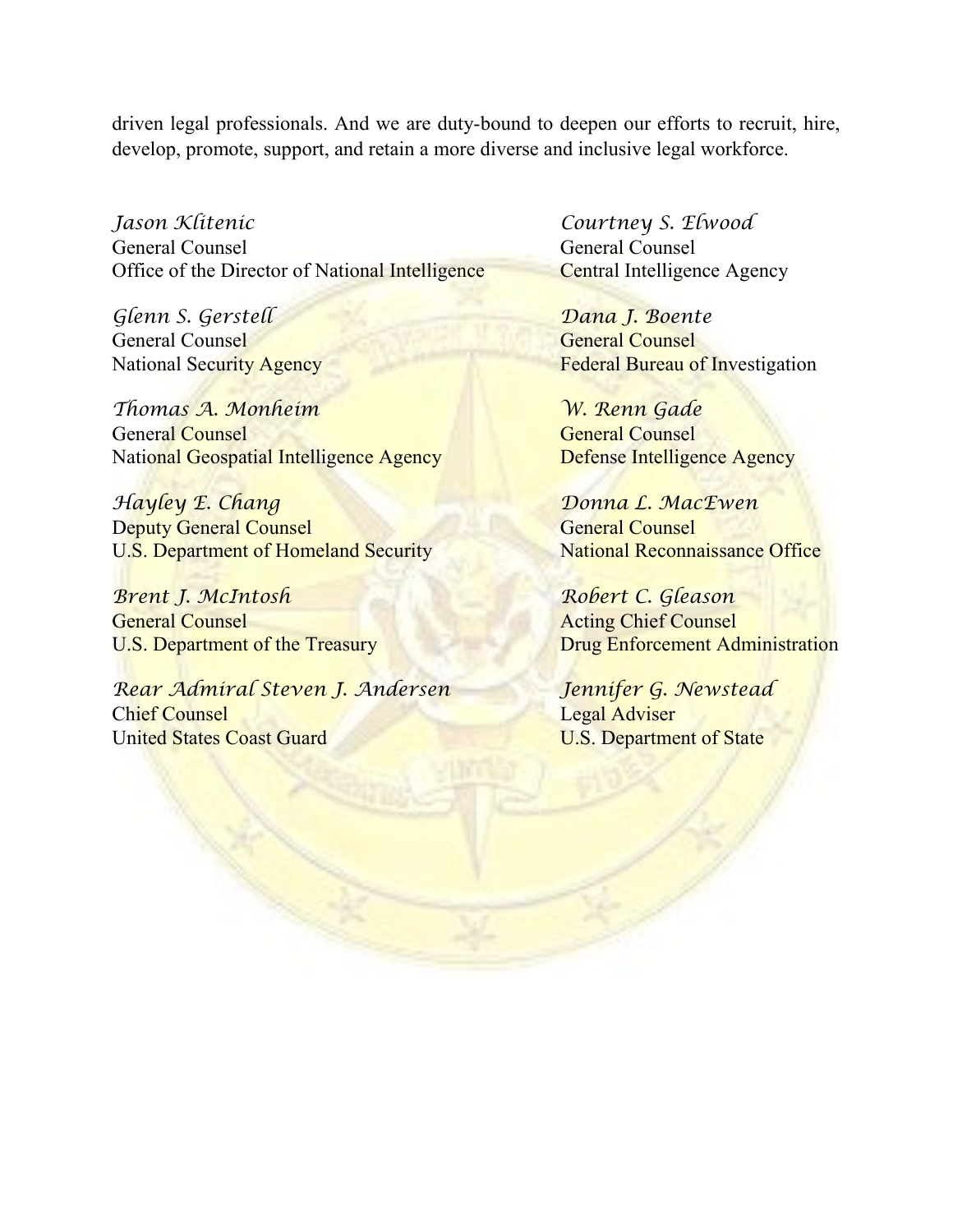driven legal professionals. And we are duty-bound to deepen our efforts to recruit, hire, develop, promote, support, and retain a more diverse and inclusive legal workforce.

*Jason Klitenic*
General Counsel
Office of the Director of National Intelligence

*Courtney S. Elwood*
General Counsel
Central Intelligence Agency

*Glenn S. Gerstell*
General Counsel
National Security Agency

*Dana J. Boente*
General Counsel
Federal Bureau of Investigation

*Thomas A. Monheim*
General Counsel
National Geospatial Intelligence Agency

*W. Renn Gade*
General Counsel
Defense Intelligence Agency

*Hayley E. Chang*
Deputy General Counsel
U.S. Department of Homeland Security

*Donna L. MacEwen*
General Counsel
National Reconnaissance Office

*Brent J. McIntosh*
General Counsel
U.S. Department of the Treasury

*Robert C. Gleason*
Acting Chief Counsel
Drug Enforcement Administration

*Rear Admiral Steven J. Andersen*
Chief Counsel
United States Coast Guard

*Jennifer G. Newstead*
Legal Adviser
U.S. Department of State